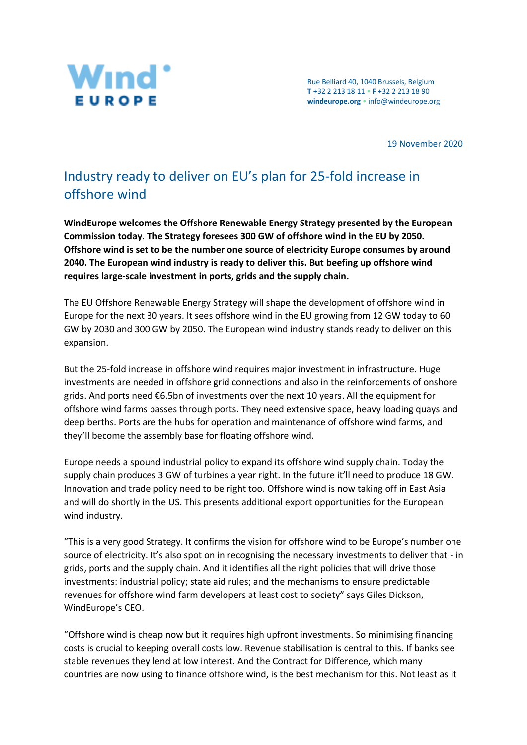Rue Belliard 40, 1040 Brussels, Belgium
**T** +32 2 213 18 11 • **F** +32 2 213 18 90
**windeurope.org** • info@windeurope.org

19 November 2020

# Industry ready to deliver on EU's plan for 25-fold increase in offshore wind

**WindEurope welcomes the Offshore Renewable Energy Strategy presented by the European Commission today. The Strategy foresees 300 GW of offshore wind in the EU by 2050. Offshore wind is set to be the number one source of electricity Europe consumes by around 2040. The European wind industry is ready to deliver this. But beefing up offshore wind requires large-scale investment in ports, grids and the supply chain.**

The EU Offshore Renewable Energy Strategy will shape the development of offshore wind in Europe for the next 30 years. It sees offshore wind in the EU growing from 12 GW today to 60 GW by 2030 and 300 GW by 2050. The European wind industry stands ready to deliver on this expansion.

But the 25-fold increase in offshore wind requires major investment in infrastructure. Huge investments are needed in offshore grid connections and also in the reinforcements of onshore grids. And ports need €6.5bn of investments over the next 10 years. All the equipment for offshore wind farms passes through ports. They need extensive space, heavy loading quays and deep berths. Ports are the hubs for operation and maintenance of offshore wind farms, and they'll become the assembly base for floating offshore wind.

Europe needs a spound industrial policy to expand its offshore wind supply chain. Today the supply chain produces 3 GW of turbines a year right. In the future it'll need to produce 18 GW. Innovation and trade policy need to be right too. Offshore wind is now taking off in East Asia and will do shortly in the US. This presents additional export opportunities for the European wind industry.

"This is a very good Strategy. It confirms the vision for offshore wind to be Europe's number one source of electricity. It's also spot on in recognising the necessary investments to deliver that - in grids, ports and the supply chain. And it identifies all the right policies that will drive those investments: industrial policy; state aid rules; and the mechanisms to ensure predictable revenues for offshore wind farm developers at least cost to society" says Giles Dickson, WindEurope's CEO.

"Offshore wind is cheap now but it requires high upfront investments. So minimising financing costs is crucial to keeping overall costs low. Revenue stabilisation is central to this. If banks see stable revenues they lend at low interest. And the Contract for Difference, which many countries are now using to finance offshore wind, is the best mechanism for this. Not least as it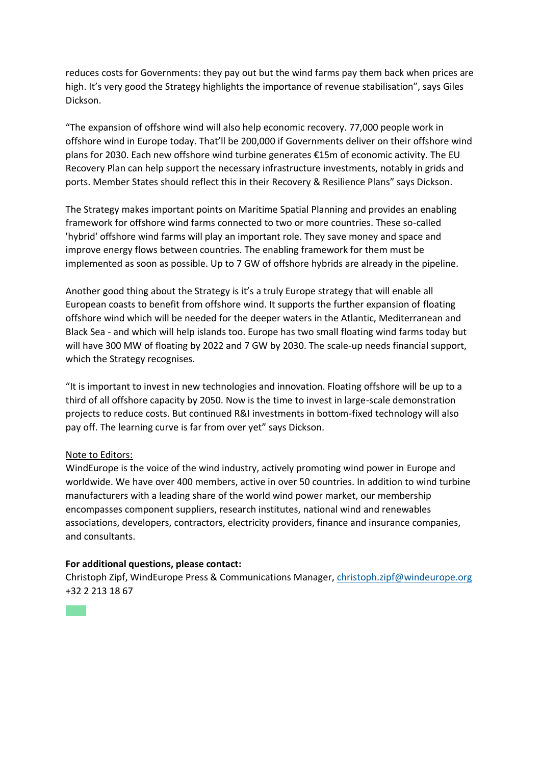reduces costs for Governments: they pay out but the wind farms pay them back when prices are high. It's very good the Strategy highlights the importance of revenue stabilisation", says Giles Dickson.

"The expansion of offshore wind will also help economic recovery. 77,000 people work in offshore wind in Europe today. That'll be 200,000 if Governments deliver on their offshore wind plans for 2030. Each new offshore wind turbine generates €15m of economic activity. The EU Recovery Plan can help support the necessary infrastructure investments, notably in grids and ports. Member States should reflect this in their Recovery & Resilience Plans" says Dickson.

The Strategy makes important points on Maritime Spatial Planning and provides an enabling framework for offshore wind farms connected to two or more countries. These so-called 'hybrid' offshore wind farms will play an important role. They save money and space and improve energy flows between countries. The enabling framework for them must be implemented as soon as possible. Up to 7 GW of offshore hybrids are already in the pipeline.

Another good thing about the Strategy is it's a truly Europe strategy that will enable all European coasts to benefit from offshore wind. It supports the further expansion of floating offshore wind which will be needed for the deeper waters in the Atlantic, Mediterranean and Black Sea - and which will help islands too. Europe has two small floating wind farms today but will have 300 MW of floating by 2022 and 7 GW by 2030. The scale-up needs financial support, which the Strategy recognises.

"It is important to invest in new technologies and innovation. Floating offshore will be up to a third of all offshore capacity by 2050. Now is the time to invest in large-scale demonstration projects to reduce costs. But continued R&I investments in bottom-fixed technology will also pay off. The learning curve is far from over yet" says Dickson.

Note to Editors:

WindEurope is the voice of the wind industry, actively promoting wind power in Europe and worldwide. We have over 400 members, active in over 50 countries. In addition to wind turbine manufacturers with a leading share of the world wind power market, our membership encompasses component suppliers, research institutes, national wind and renewables associations, developers, contractors, electricity providers, finance and insurance companies, and consultants.

**For additional questions, please contact:**

Christoph Zipf, WindEurope Press & Communications Manager, christoph.zipf@windeurope.org
+32 2 213 18 67